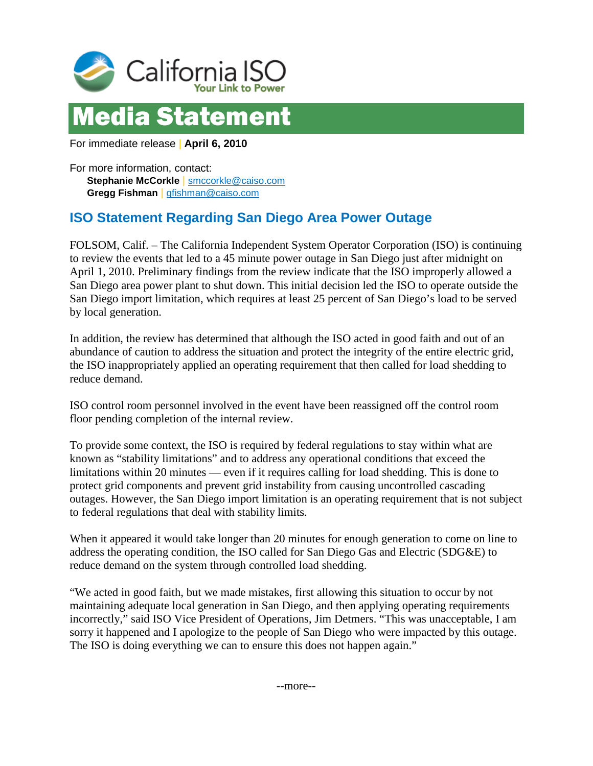California ISO
Your Link to Power

# Media Statement

For immediate release | **April 6, 2010**

For more information, contact:
**Stephanie McCorkle** | smccorkle@caiso.com
**Gregg Fishman** | gfishman@caiso.com

## ISO Statement Regarding San Diego Area Power Outage

FOLSOM, Calif. – The California Independent System Operator Corporation (ISO) is continuing to review the events that led to a 45 minute power outage in San Diego just after midnight on April 1, 2010. Preliminary findings from the review indicate that the ISO improperly allowed a San Diego area power plant to shut down. This initial decision led the ISO to operate outside the San Diego import limitation, which requires at least 25 percent of San Diego's load to be served by local generation.

In addition, the review has determined that although the ISO acted in good faith and out of an abundance of caution to address the situation and protect the integrity of the entire electric grid, the ISO inappropriately applied an operating requirement that then called for load shedding to reduce demand.

ISO control room personnel involved in the event have been reassigned off the control room floor pending completion of the internal review.

To provide some context, the ISO is required by federal regulations to stay within what are known as "stability limitations" and to address any operational conditions that exceed the limitations within 20 minutes — even if it requires calling for load shedding. This is done to protect grid components and prevent grid instability from causing uncontrolled cascading outages. However, the San Diego import limitation is an operating requirement that is not subject to federal regulations that deal with stability limits.

When it appeared it would take longer than 20 minutes for enough generation to come on line to address the operating condition, the ISO called for San Diego Gas and Electric (SDG&E) to reduce demand on the system through controlled load shedding.

"We acted in good faith, but we made mistakes, first allowing this situation to occur by not maintaining adequate local generation in San Diego, and then applying operating requirements incorrectly," said ISO Vice President of Operations, Jim Detmers. "This was unacceptable, I am sorry it happened and I apologize to the people of San Diego who were impacted by this outage. The ISO is doing everything we can to ensure this does not happen again."

--more--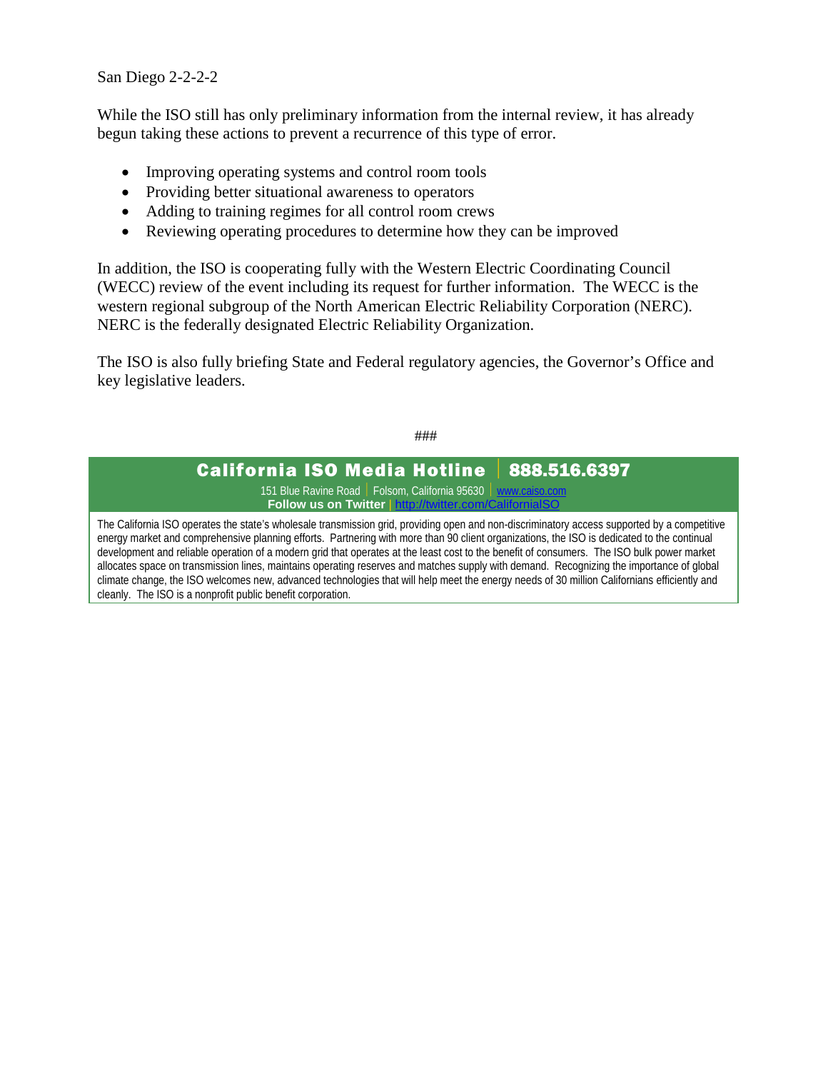San Diego 2-2-2-2

While the ISO still has only preliminary information from the internal review, it has already begun taking these actions to prevent a recurrence of this type of error.

- Improving operating systems and control room tools
- Providing better situational awareness to operators
- Adding to training regimes for all control room crews
- Reviewing operating procedures to determine how they can be improved

In addition, the ISO is cooperating fully with the Western Electric Coordinating Council (WECC) review of the event including its request for further information. The WECC is the western regional subgroup of the North American Electric Reliability Corporation (NERC). NERC is the federally designated Electric Reliability Organization.

The ISO is also fully briefing State and Federal regulatory agencies, the Governor's Office and key legislative leaders.

###

**California ISO Media Hotline | 888.516.6397**

151 Blue Ravine Road | Folsom, California 95630 | www.caiso.com

**Follow us on Twitter** | http://twitter.com/CaliforniaISO

The California ISO operates the state's wholesale transmission grid, providing open and non-discriminatory access supported by a competitive energy market and comprehensive planning efforts. Partnering with more than 90 client organizations, the ISO is dedicated to the continual development and reliable operation of a modern grid that operates at the least cost to the benefit of consumers. The ISO bulk power market allocates space on transmission lines, maintains operating reserves and matches supply with demand. Recognizing the importance of global climate change, the ISO welcomes new, advanced technologies that will help meet the energy needs of 30 million Californians efficiently and cleanly. The ISO is a nonprofit public benefit corporation.